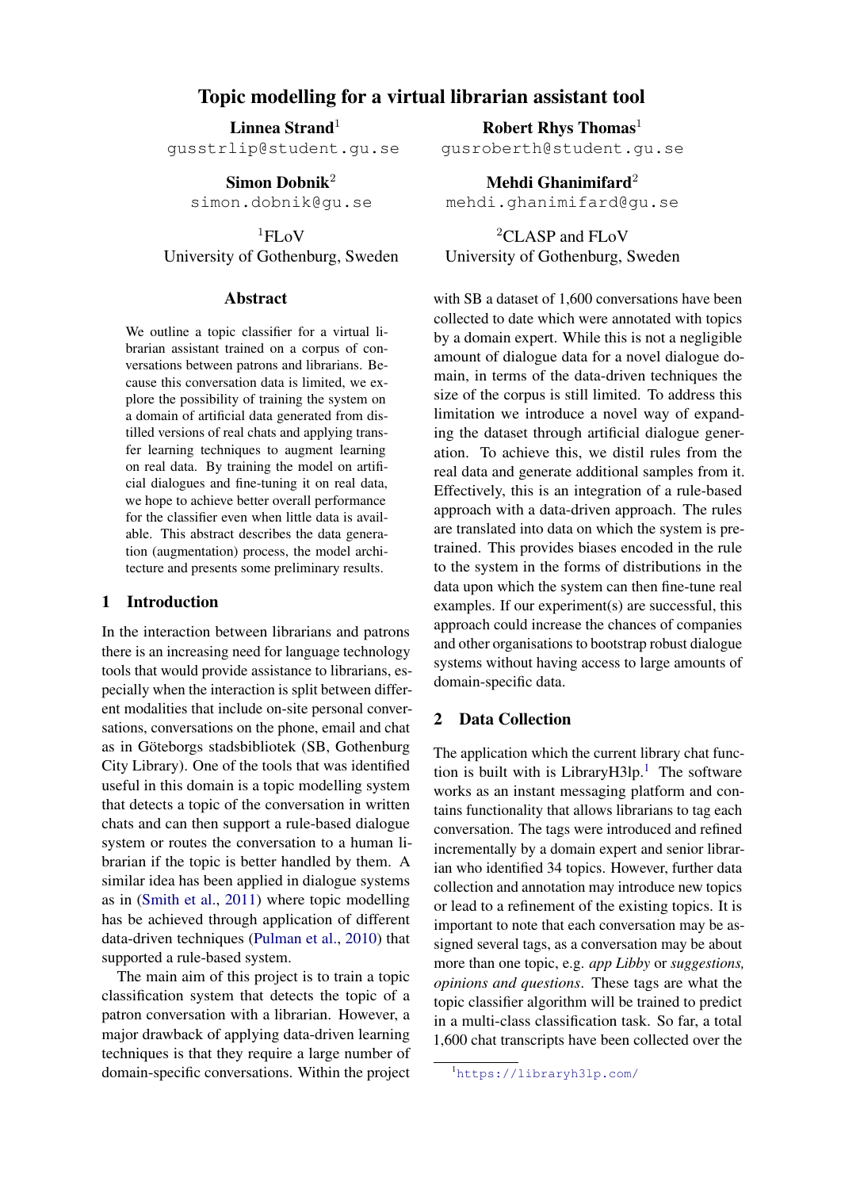# Topic modelling for a virtual librarian assistant tool

**Linnea Strand**[1]
gusstrlip@student.gu.se

**Robert Rhys Thomas**[1]
gusroberth@student.gu.se

**Simon Dobnik**[2]
simon.dobnik@gu.se

**Mehdi Ghanimifard**[2]
mehdi.ghanimifard@gu.se

[1]FLoV
University of Gothenburg, Sweden

[2]CLASP and FLoV
University of Gothenburg, Sweden

## Abstract

We outline a topic classifier for a virtual librarian assistant trained on a corpus of conversations between patrons and librarians. Because this conversation data is limited, we explore the possibility of training the system on a domain of artificial data generated from distilled versions of real chats and applying transfer learning techniques to augment learning on real data. By training the model on artificial dialogues and fine-tuning it on real data, we hope to achieve better overall performance for the classifier even when little data is available. This abstract describes the data generation (augmentation) process, the model architecture and presents some preliminary results.

## 1 Introduction

In the interaction between librarians and patrons there is an increasing need for language technology tools that would provide assistance to librarians, especially when the interaction is split between different modalities that include on-site personal conversations, conversations on the phone, email and chat as in Göteborgs stadsbibliotek (SB, Gothenburg City Library). One of the tools that was identified useful in this domain is a topic modelling system that detects a topic of the conversation in written chats and can then support a rule-based dialogue system or routes the conversation to a human librarian if the topic is better handled by them. A similar idea has been applied in dialogue systems as in (Smith et al., 2011) where topic modelling has be achieved through application of different data-driven techniques (Pulman et al., 2010) that supported a rule-based system.

The main aim of this project is to train a topic classification system that detects the topic of a patron conversation with a librarian. However, a major drawback of applying data-driven learning techniques is that they require a large number of domain-specific conversations. Within the project with SB a dataset of 1,600 conversations have been collected to date which were annotated with topics by a domain expert. While this is not a negligible amount of dialogue data for a novel dialogue domain, in terms of the data-driven techniques the size of the corpus is still limited. To address this limitation we introduce a novel way of expanding the dataset through artificial dialogue generation. To achieve this, we distil rules from the real data and generate additional samples from it. Effectively, this is an integration of a rule-based approach with a data-driven approach. The rules are translated into data on which the system is pretrained. This provides biases encoded in the rule to the system in the forms of distributions in the data upon which the system can then fine-tune real examples. If our experiment(s) are successful, this approach could increase the chances of companies and other organisations to bootstrap robust dialogue systems without having access to large amounts of domain-specific data.

## 2 Data Collection

The application which the current library chat function is built with is LibraryH3lp.[1] The software works as an instant messaging platform and contains functionality that allows librarians to tag each conversation. The tags were introduced and refined incrementally by a domain expert and senior librarian who identified 34 topics. However, further data collection and annotation may introduce new topics or lead to a refinement of the existing topics. It is important to note that each conversation may be assigned several tags, as a conversation may be about more than one topic, e.g. *app Libby* or *suggestions, opinions and questions*. These tags are what the topic classifier algorithm will be trained to predict in a multi-class classification task. So far, a total 1,600 chat transcripts have been collected over the

[1] https://libraryh3lp.com/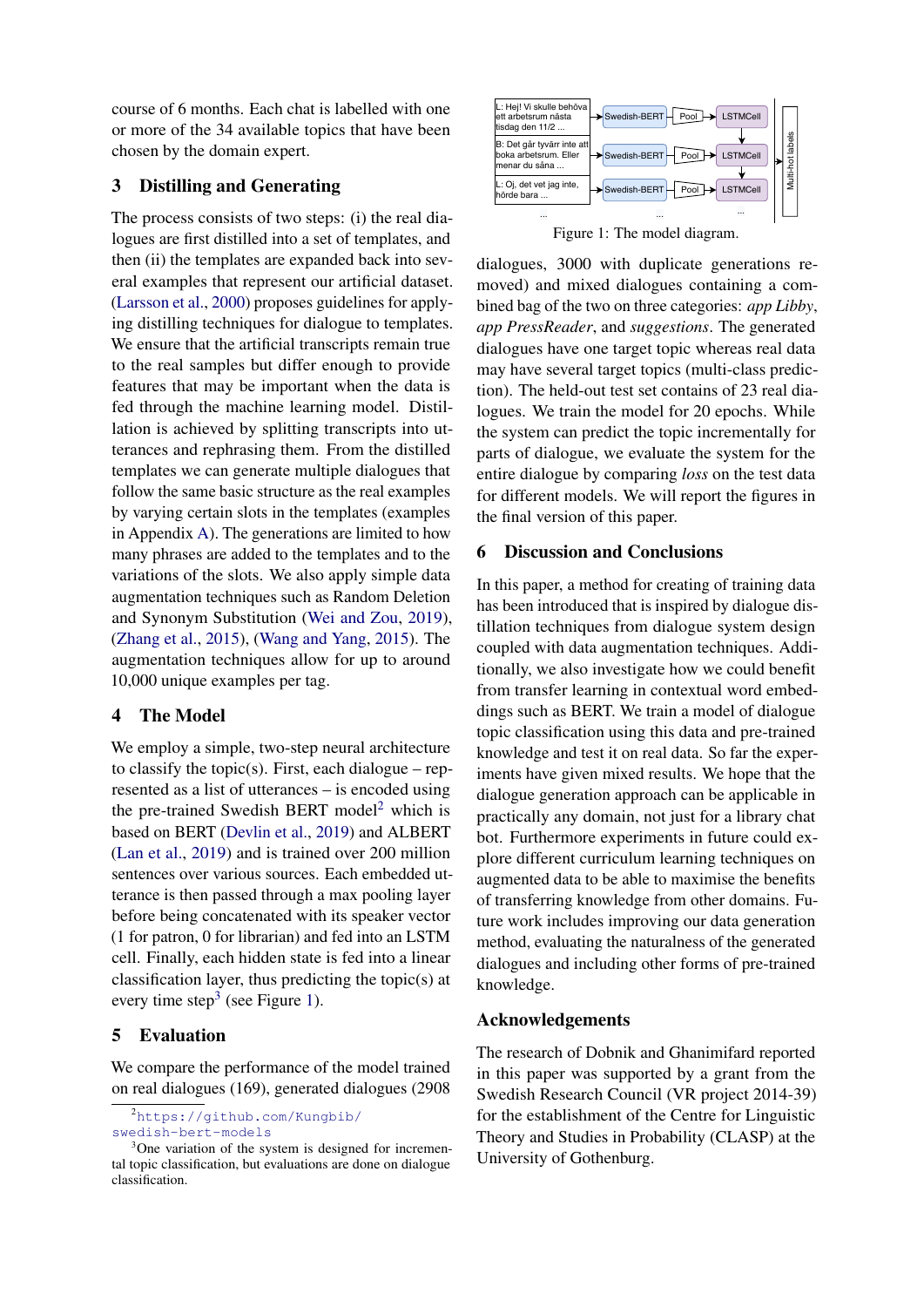course of 6 months. Each chat is labelled with one or more of the 34 available topics that have been chosen by the domain expert.

## 3 Distilling and Generating

The process consists of two steps: (i) the real dialogues are first distilled into a set of templates, and then (ii) the templates are expanded back into several examples that represent our artificial dataset. (Larsson et al., 2000) proposes guidelines for applying distilling techniques for dialogue to templates. We ensure that the artificial transcripts remain true to the real samples but differ enough to provide features that may be important when the data is fed through the machine learning model. Distillation is achieved by splitting transcripts into utterances and rephrasing them. From the distilled templates we can generate multiple dialogues that follow the same basic structure as the real examples by varying certain slots in the templates (examples in Appendix A). The generations are limited to how many phrases are added to the templates and to the variations of the slots. We also apply simple data augmentation techniques such as Random Deletion and Synonym Substitution (Wei and Zou, 2019), (Zhang et al., 2015), (Wang and Yang, 2015). The augmentation techniques allow for up to around 10,000 unique examples per tag.

## 4 The Model

We employ a simple, two-step neural architecture to classify the topic(s). First, each dialogue – represented as a list of utterances – is encoded using the pre-trained Swedish BERT model[2] which is based on BERT (Devlin et al., 2019) and ALBERT (Lan et al., 2019) and is trained over 200 million sentences over various sources. Each embedded utterance is then passed through a max pooling layer before being concatenated with its speaker vector (1 for patron, 0 for librarian) and fed into an LSTM cell. Finally, each hidden state is fed into a linear classification layer, thus predicting the topic(s) at every time step[3] (see Figure 1).

## 5 Evaluation

We compare the performance of the model trained on real dialogues (169), generated dialogues (2908 dialogues, 3000 with duplicate generations removed) and mixed dialogues containing a combined bag of the two on three categories: *app Libby*, *app PressReader*, and *suggestions*. The generated dialogues have one target topic whereas real data may have several target topics (multi-class prediction). The held-out test set contains of 23 real dialogues. We train the model for 20 epochs. While the system can predict the topic incrementally for parts of dialogue, we evaluate the system for the entire dialogue by comparing *loss* on the test data for different models. We will report the figures in the final version of this paper.

L: Hej! Vi skulle behöva ett arbetsrum nästa tisdag den 11/2 ... → Swedish-BERT → Pool → LSTMCell
B: Det går tyvärr inte att boka arbetsrum. Eller menar du såna ... → Swedish-BERT → Pool → LSTMCell
L: Oj, det vet jag inte, hörde bara ... → Swedish-BERT → Pool → LSTMCell
... → Multi-hot labels

Figure 1: The model diagram.

## 6 Discussion and Conclusions

In this paper, a method for creating of training data has been introduced that is inspired by dialogue distillation techniques from dialogue system design coupled with data augmentation techniques. Additionally, we also investigate how we could benefit from transfer learning in contextual word embeddings such as BERT. We train a model of dialogue topic classification using this data and pre-trained knowledge and test it on real data. So far the experiments have given mixed results. We hope that the dialogue generation approach can be applicable in practically any domain, not just for a library chat bot. Furthermore experiments in future could explore different curriculum learning techniques on augmented data to be able to maximise the benefits of transferring knowledge from other domains. Future work includes improving our data generation method, evaluating the naturalness of the generated dialogues and including other forms of pre-trained knowledge.

## Acknowledgements

The research of Dobnik and Ghanimifard reported in this paper was supported by a grant from the Swedish Research Council (VR project 2014-39) for the establishment of the Centre for Linguistic Theory and Studies in Probability (CLASP) at the University of Gothenburg.

---

[2] https://github.com/Kungbib/swedish-bert-models

[3] One variation of the system is designed for incremental topic classification, but evaluations are done on dialogue classification.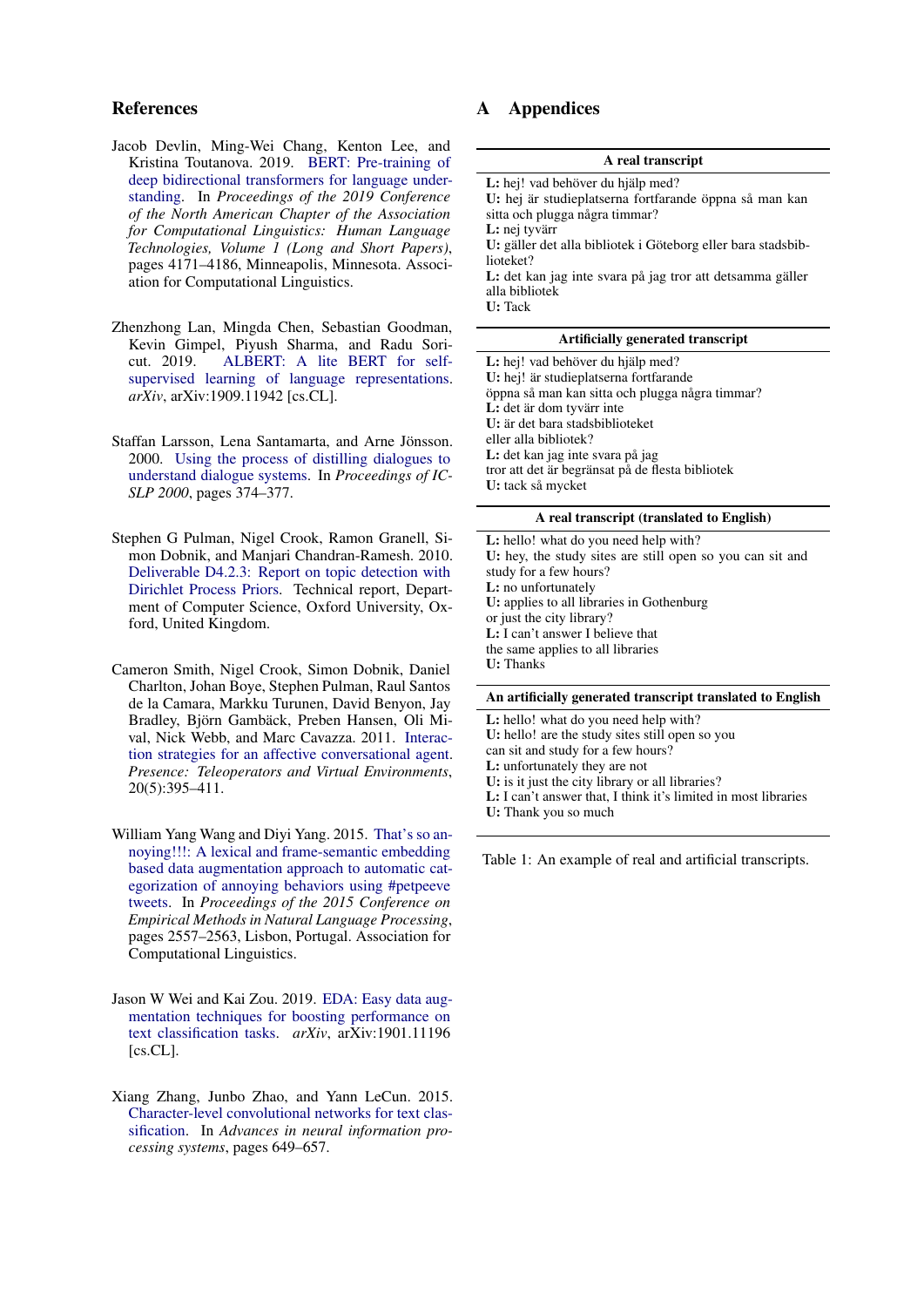## References

Jacob Devlin, Ming-Wei Chang, Kenton Lee, and Kristina Toutanova. 2019. BERT: Pre-training of deep bidirectional transformers for language understanding. In *Proceedings of the 2019 Conference of the North American Chapter of the Association for Computational Linguistics: Human Language Technologies, Volume 1 (Long and Short Papers)*, pages 4171–4186, Minneapolis, Minnesota. Association for Computational Linguistics.

Zhenzhong Lan, Mingda Chen, Sebastian Goodman, Kevin Gimpel, Piyush Sharma, and Radu Soricut. 2019. ALBERT: A lite BERT for self-supervised learning of language representations. *arXiv*, arXiv:1909.11942 [cs.CL].

Staffan Larsson, Lena Santamarta, and Arne Jönsson. 2000. Using the process of distilling dialogues to understand dialogue systems. In *Proceedings of ICSLP 2000*, pages 374–377.

Stephen G Pulman, Nigel Crook, Ramon Granell, Simon Dobnik, and Manjari Chandran-Ramesh. 2010. Deliverable D4.2.3: Report on topic detection with Dirichlet Process Priors. Technical report, Department of Computer Science, Oxford University, Oxford, United Kingdom.

Cameron Smith, Nigel Crook, Simon Dobnik, Daniel Charlton, Johan Boye, Stephen Pulman, Raul Santos de la Camara, Markku Turunen, David Benyon, Jay Bradley, Björn Gambäck, Preben Hansen, Oli Mival, Nick Webb, and Marc Cavazza. 2011. Interaction strategies for an affective conversational agent. *Presence: Teleoperators and Virtual Environments*, 20(5):395–411.

William Yang Wang and Diyi Yang. 2015. That's so annoying!!!: A lexical and frame-semantic embedding based data augmentation approach to automatic categorization of annoying behaviors using #petpeeve tweets. In *Proceedings of the 2015 Conference on Empirical Methods in Natural Language Processing*, pages 2557–2563, Lisbon, Portugal. Association for Computational Linguistics.

Jason W Wei and Kai Zou. 2019. EDA: Easy data augmentation techniques for boosting performance on text classification tasks. *arXiv*, arXiv:1901.11196 [cs.CL].

Xiang Zhang, Junbo Zhao, and Yann LeCun. 2015. Character-level convolutional networks for text classification. In *Advances in neural information processing systems*, pages 649–657.

# A Appendices

| A real transcript |
|---|
| **L:** hej! vad behöver du hjälp med?<br>**U:** hej är studieplatserna fortfarande öppna så man kan sitta och plugga några timmar?<br>**L:** nej tyvärr<br>**U:** gäller det alla bibliotek i Göteborg eller bara stadsbiblioteket?<br>**L:** det kan jag inte svara på jag tror att detsamma gäller alla bibliotek<br>**U:** Tack |
| **Artificially generated transcript** |
| **L:** hej! vad behöver du hjälp med?<br>**U:** hej! är studieplatserna fortfarande öppna så man kan sitta och plugga några timmar?<br>**L:** det är dom tyvärr inte<br>**U:** är det bara stadsbiblioteket eller alla bibliotek?<br>**L:** det kan jag inte svara på jag tror att det är begränsat på de flesta bibliotek<br>**U:** tack så mycket |
| **A real transcript (translated to English)** |
| **L:** hello! what do you need help with?<br>**U:** hey, the study sites are still open so you can sit and study for a few hours?<br>**L:** no unfortunately<br>**U:** applies to all libraries in Gothenburg or just the city library?<br>**L:** I can't answer I believe that the same applies to all libraries<br>**U:** Thanks |
| **An artificially generated transcript translated to English** |
| **L:** hello! what do you need help with?<br>**U:** hello! are the study sites still open so you can sit and study for a few hours?<br>**L:** unfortunately they are not<br>**U:** is it just the city library or all libraries?<br>**L:** I can't answer that, I think it's limited in most libraries<br>**U:** Thank you so much |

Table 1: An example of real and artificial transcripts.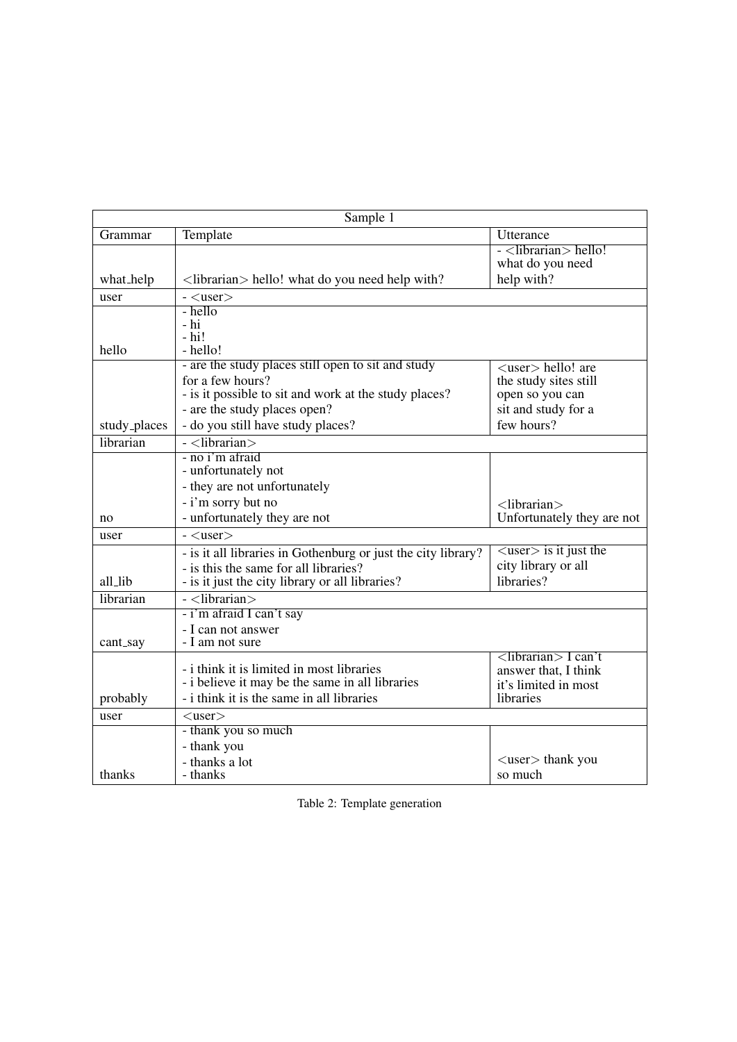| Sample 1 | | |
|---|---|---|
| Grammar | Template | Utterance |
| what_help | <librarian> hello! what do you need help with? | - <librarian> hello! what do you need help with? |
| user | - <user> | |
| hello | - hello<br>- hi<br>- hi!<br>- hello! | |
| study_places | - are the study places still open to sit and study for a few hours?<br>- is it possible to sit and work at the study places?<br>- are the study places open?<br>- do you still have study places? | <user> hello! are the study sites still open so you can sit and study for a few hours? |
| librarian | - <librarian> | |
| no | - no i'm afraid<br>- unfortunately not<br>- they are not unfortunately<br>- i'm sorry but no<br>- unfortunately they are not | <librarian> Unfortunately they are not |
| user | - <user> | |
| all_lib | - is it all libraries in Gothenburg or just the city library?<br>- is this the same for all libraries?<br>- is it just the city library or all libraries? | <user> is it just the city library or all libraries? |
| librarian | - <librarian> | |
| cant_say | - i'm afraid I can't say<br>- I can not answer<br>- I am not sure | |
| probably | - i think it is limited in most libraries<br>- i believe it may be the same in all libraries<br>- i think it is the same in all libraries | <librarian> I can't answer that, I think it's limited in most libraries |
| user | <user> | |
| thanks | - thank you so much<br>- thank you<br>- thanks a lot<br>- thanks | <user> thank you so much |

Table 2: Template generation